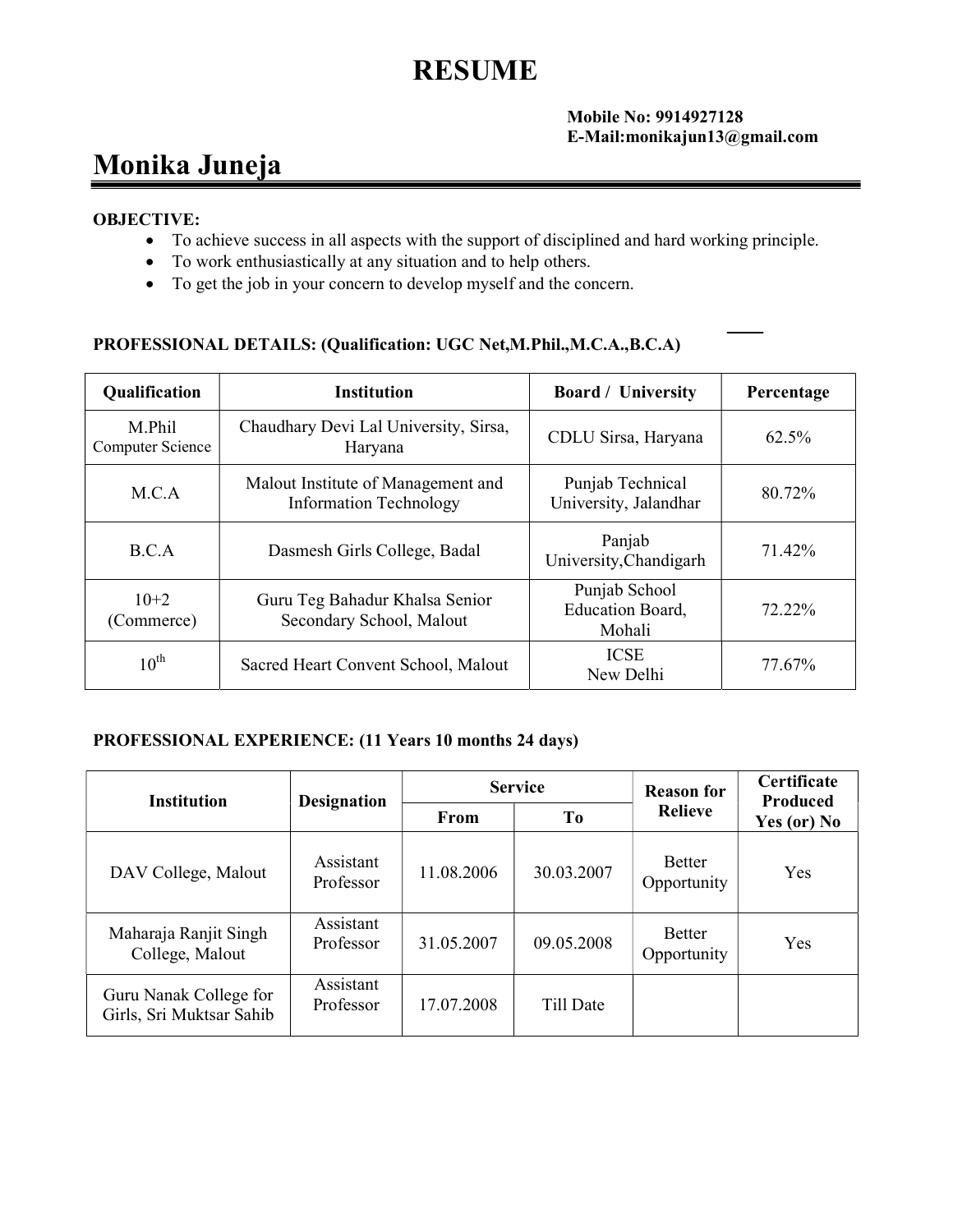# RESUME

**Mobile No: 9914927128**
**E-Mail:monikajun13@gmail.com**

# Monika Juneja

**OBJECTIVE:**

- To achieve success in all aspects with the support of disciplined and hard working principle.
- To work enthusiastically at any situation and to help others.
- To get the job in your concern to develop myself and the concern.

**PROFESSIONAL DETAILS: (Qualification: UGC Net,M.Phil.,M.C.A.,B.C.A)**

| Qualification | Institution | Board / University | Percentage |
|---|---|---|---|
| M.Phil Computer Science | Chaudhary Devi Lal University, Sirsa, Haryana | CDLU Sirsa, Haryana | 62.5% |
| M.C.A | Malout Institute of Management and Information Technology | Punjab Technical University, Jalandhar | 80.72% |
| B.C.A | Dasmesh Girls College, Badal | Panjab University,Chandigarh | 71.42% |
| 10+2 (Commerce) | Guru Teg Bahadur Khalsa Senior Secondary School, Malout | Punjab School Education Board, Mohali | 72.22% |
| 10th | Sacred Heart Convent School, Malout | ICSE New Delhi | 77.67% |

**PROFESSIONAL EXPERIENCE: (11 Years 10 months 24 days)**

| Institution | Designation | Service | | Reason for Relieve | Certificate Produced Yes (or) No |
|---|---|---|---|---|---|
| | | From | To | | |
| DAV College, Malout | Assistant Professor | 11.08.2006 | 30.03.2007 | Better Opportunity | Yes |
| Maharaja Ranjit Singh College, Malout | Assistant Professor | 31.05.2007 | 09.05.2008 | Better Opportunity | Yes |
| Guru Nanak College for Girls, Sri Muktsar Sahib | Assistant Professor | 17.07.2008 | Till Date | | |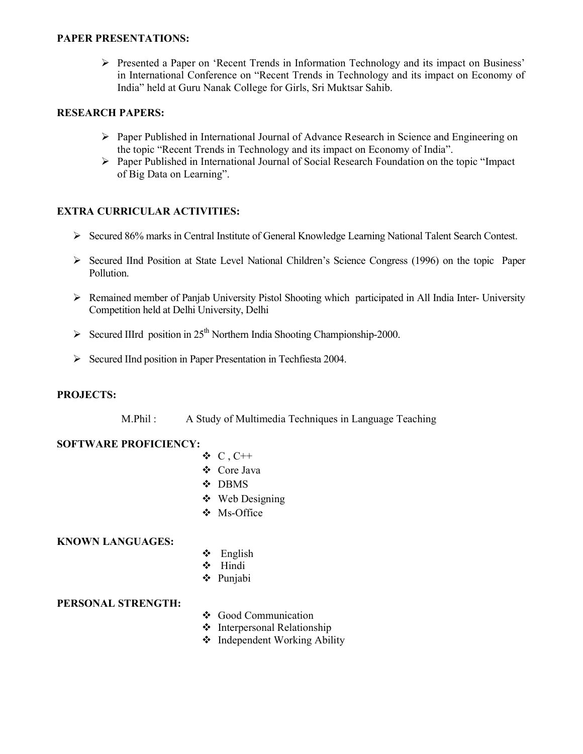**PAPER PRESENTATIONS:**

- Presented a Paper on 'Recent Trends in Information Technology and its impact on Business' in International Conference on "Recent Trends in Technology and its impact on Economy of India" held at Guru Nanak College for Girls, Sri Muktsar Sahib.

**RESEARCH PAPERS:**

- Paper Published in International Journal of Advance Research in Science and Engineering on the topic "Recent Trends in Technology and its impact on Economy of India".
- Paper Published in International Journal of Social Research Foundation on the topic "Impact of Big Data on Learning".

**EXTRA CURRICULAR ACTIVITIES:**

- Secured 86% marks in Central Institute of General Knowledge Learning National Talent Search Contest.
- Secured IInd Position at State Level National Children's Science Congress (1996) on the topic Paper Pollution.
- Remained member of Panjab University Pistol Shooting which participated in All India Inter- University Competition held at Delhi University, Delhi
- Secured IIIrd position in 25th Northern India Shooting Championship-2000.
- Secured IInd position in Paper Presentation in Techfiesta 2004.

**PROJECTS:**

M.Phil : A Study of Multimedia Techniques in Language Teaching

**SOFTWARE PROFICIENCY:**

- C , C++
- Core Java
- DBMS
- Web Designing
- Ms-Office

**KNOWN LANGUAGES:**

- English
- Hindi
- Punjabi

**PERSONAL STRENGTH:**

- Good Communication
- Interpersonal Relationship
- Independent Working Ability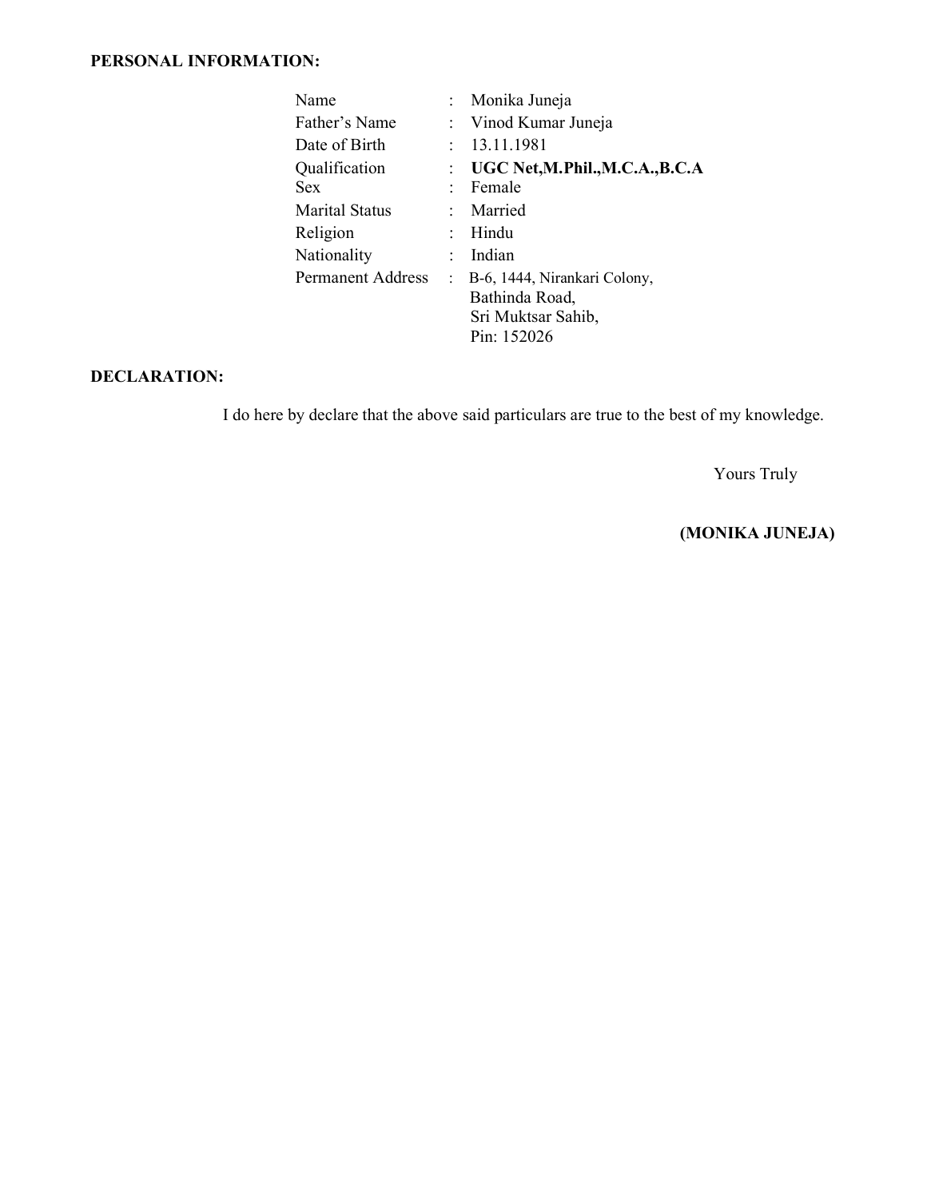**PERSONAL INFORMATION:**

| | | |
|---|---|---|
| Name | : | Monika Juneja |
| Father's Name | : | Vinod Kumar Juneja |
| Date of Birth | : | 13.11.1981 |
| Qualification | : | **UGC Net,M.Phil.,M.C.A.,B.C.A** |
| Sex | : | Female |
| Marital Status | : | Married |
| Religion | : | Hindu |
| Nationality | : | Indian |
| Permanent Address | : | B-6, 1444, Nirankari Colony, Bathinda Road, Sri Muktsar Sahib, Pin: 152026 |

**DECLARATION:**

I do here by declare that the above said particulars are true to the best of my knowledge.

Yours Truly

**(MONIKA JUNEJA)**